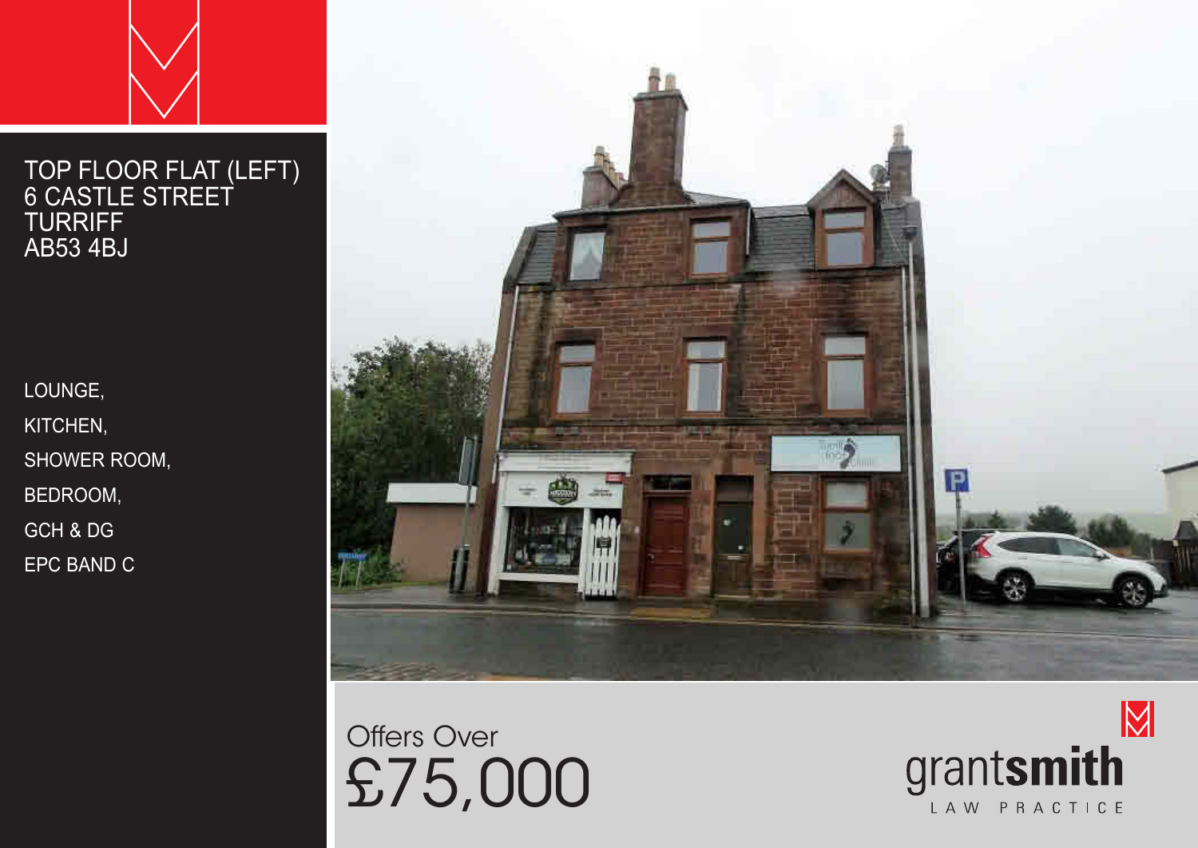# TOP FLOOR FLAT (LEFT)
# 6 CASTLE STREET
# TURRIFF
# AB53 4BJ

- LOUNGE,
- KITCHEN,
- SHOWER ROOM,
- BEDROOM,
- GCH & DG
- EPC BAND C

Offers Over

## £75,000

grantsmith
LAW PRACTICE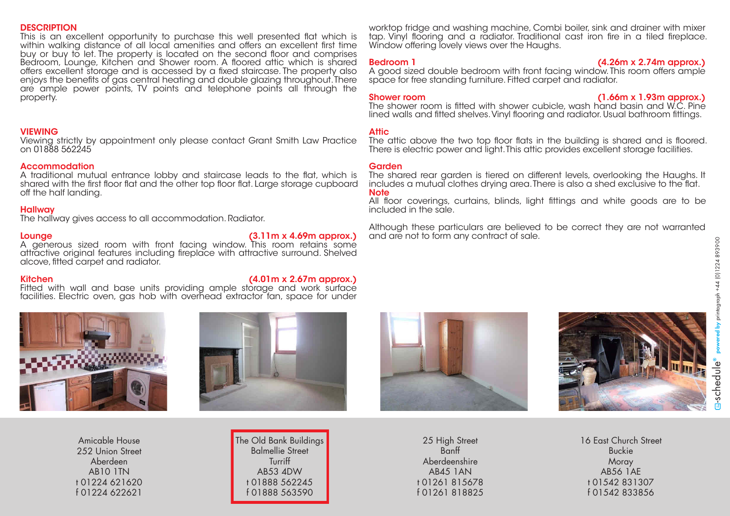## DESCRIPTION

This is an excellent opportunity to purchase this well presented flat which is within walking distance of all local amenities and offers an excellent first time buy or buy to let. The property is located on the second floor and comprises Bedroom, Lounge, Kitchen and Shower room. A floored attic which is shared offers excellent storage and is accessed by a fixed staircase. The property also enjoys the benefits of gas central heating and double glazing throughout. There are ample power points, TV points and telephone points all through the property.

## VIEWING

Viewing strictly by appointment only please contact Grant Smith Law Practice on 01888 562245

## Accommodation

A traditional mutual entrance lobby and staircase leads to the flat, which is shared with the first floor flat and the other top floor flat. Large storage cupboard off the half landing.

## Hallway

The hallway gives access to all accommodation. Radiator.

## Lounge (3.11m x 4.69m approx.)

A generous sized room with front facing window. This room retains some attractive original features including fireplace with attractive surround. Shelved alcove, fitted carpet and radiator.

## Kitchen (4.01m x 2.67m approx.)

Fitted with wall and base units providing ample storage and work surface facilities. Electric oven, gas hob with overhead extractor fan, space for under worktop fridge and washing machine, Combi boiler, sink and drainer with mixer tap. Vinyl flooring and a radiator. Traditional cast iron fire in a tiled fireplace. Window offering lovely views over the Haughs.

## Bedroom 1 (4.26m x 2.74m approx.)

A good sized double bedroom with front facing window. This room offers ample space for free standing furniture. Fitted carpet and radiator.

## Shower room (1.66m x 1.93m approx.)

The shower room is fitted with shower cubicle, wash hand basin and W.C. Pine lined walls and fitted shelves. Vinyl flooring and radiator. Usual bathroom fittings.

## Attic

The attic above the two top floor flats in the building is shared and is floored. There is electric power and light. This attic provides excellent storage facilities.

## Garden

The shared rear garden is tiered on different levels, overlooking the Haughs. It includes a mutual clothes drying area. There is also a shed exclusive to the flat.

## Note

All floor coverings, curtains, blinds, light fittings and white goods are to be included in the sale.

Although these particulars are believed to be correct they are not warranted and are not to form any contract of sale.

Amicable House
252 Union Street
Aberdeen
AB10 1TN
t 01224 621620
f 01224 622621

The Old Bank Buildings
Balmellie Street
Turriff
AB53 4DW
t 01888 562245
f 01888 563590

25 High Street
Banff
Aberdeenshire
AB45 1AN
t 01261 815678
f 01261 818825

16 East Church Street
Buckie
Moray
AB56 1AE
t 01542 831307
f 01542 833856

e-schedule® powered by printagraph +44 (0)1224 893900